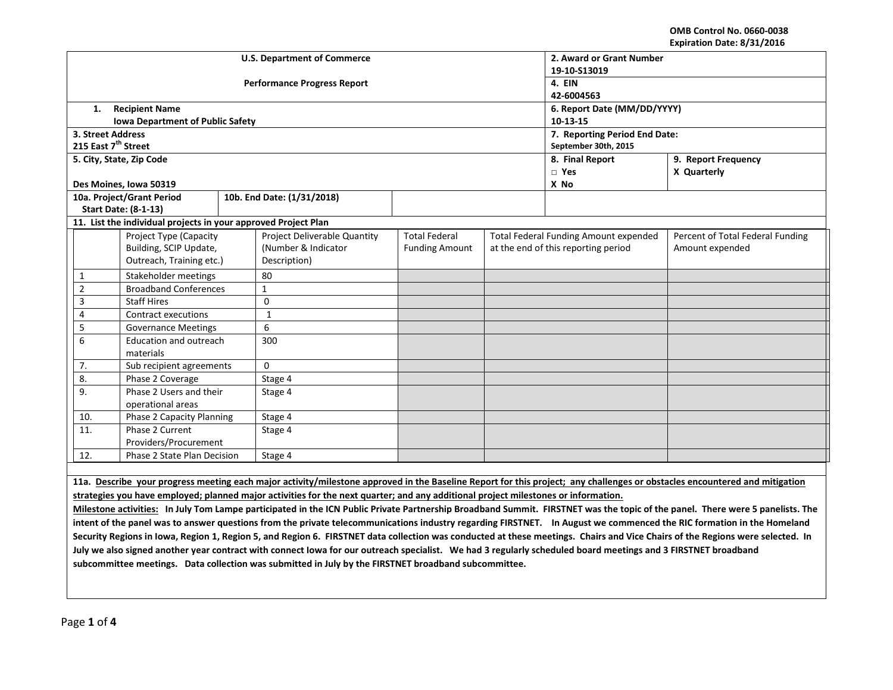OMB Control No. 0660-0038
Expiration Date: 8/31/2016

| U.S. Department of Commerce<br><br>Performance Progress Report | 2. Award or Grant Number<br>19-10-S13019 | |
|---|---|---|
| | 4. EIN<br>42-6004563 | |
| 1. Recipient Name<br>Iowa Department of Public Safety | 6. Report Date (MM/DD/YYYY)<br>10-13-15 | |
| 3. Street Address<br>215 East 7th Street | 7. Reporting Period End Date:<br>September 30th, 2015 | |
| 5. City, State, Zip Code<br><br>Des Moines, Iowa 50319 | 8. Final Report<br>□ Yes<br>X No | 9. Report Frequency<br>X Quarterly |
| 10a. Project/Grant Period Start Date: (8-1-13) / 10b. End Date: (1/31/2018) | | |

**11. List the individual projects in your approved Project Plan**

| | Project Type (Capacity Building, SCIP Update, Outreach, Training etc.) | Project Deliverable Quantity (Number & Indicator Description) | Total Federal Funding Amount | Total Federal Funding Amount expended at the end of this reporting period | Percent of Total Federal Funding Amount expended |
|---|---|---|---|---|---|
| 1 | Stakeholder meetings | 80 | | | |
| 2 | Broadband Conferences | 1 | | | |
| 3 | Staff Hires | 0 | | | |
| 4 | Contract executions | 1 | | | |
| 5 | Governance Meetings | 6 | | | |
| 6 | Education and outreach materials | 300 | | | |
| 7. | Sub recipient agreements | 0 | | | |
| 8. | Phase 2 Coverage | Stage 4 | | | |
| 9. | Phase 2 Users and their operational areas | Stage 4 | | | |
| 10. | Phase 2 Capacity Planning | Stage 4 | | | |
| 11. | Phase 2 Current Providers/Procurement | Stage 4 | | | |
| 12. | Phase 2 State Plan Decision | Stage 4 | | | |

**11a. Describe your progress meeting each major activity/milestone approved in the Baseline Report for this project; any challenges or obstacles encountered and mitigation strategies you have employed; planned major activities for the next quarter; and any additional project milestones or information.**

**Milestone activities: In July Tom Lampe participated in the ICN Public Private Partnership Broadband Summit. FIRSTNET was the topic of the panel. There were 5 panelists. The intent of the panel was to answer questions from the private telecommunications industry regarding FIRSTNET. In August we commenced the RIC formation in the Homeland Security Regions in Iowa, Region 1, Region 5, and Region 6. FIRSTNET data collection was conducted at these meetings. Chairs and Vice Chairs of the Regions were selected. In July we also signed another year contract with connect Iowa for our outreach specialist. We had 3 regularly scheduled board meetings and 3 FIRSTNET broadband subcommittee meetings. Data collection was submitted in July by the FIRSTNET broadband subcommittee.**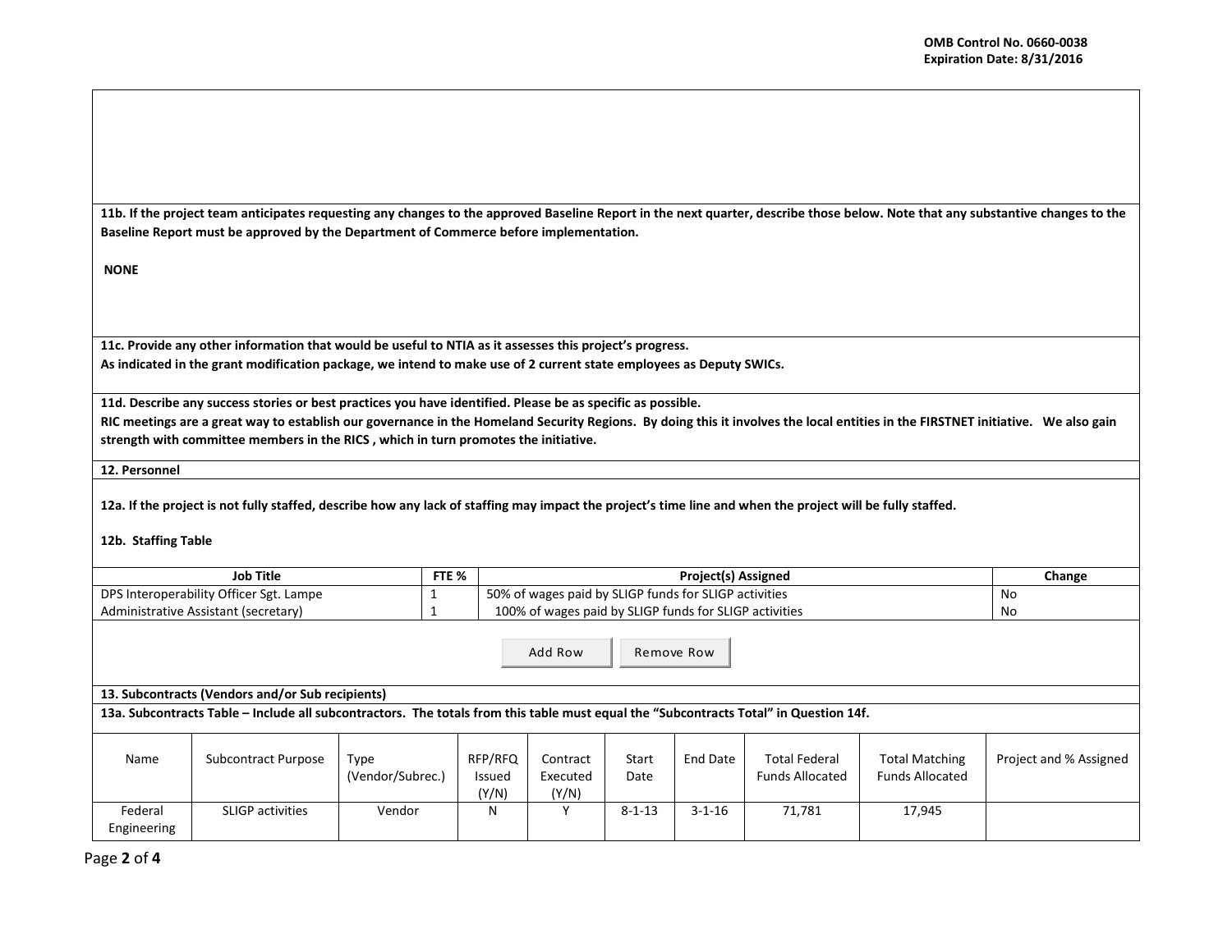**11b. If the project team anticipates requesting any changes to the approved Baseline Report in the next quarter, describe those below. Note that any substantive changes to the Baseline Report must be approved by the Department of Commerce before implementation.**

**NONE**

**11c. Provide any other information that would be useful to NTIA as it assesses this project's progress.**
**As indicated in the grant modification package, we intend to make use of 2 current state employees as Deputy SWICs.**

**11d. Describe any success stories or best practices you have identified. Please be as specific as possible.**
**RIC meetings are a great way to establish our governance in the Homeland Security Regions. By doing this it involves the local entities in the FIRSTNET initiative. We also gain strength with committee members in the RICS , which in turn promotes the initiative.**

**12. Personnel**

**12a. If the project is not fully staffed, describe how any lack of staffing may impact the project's time line and when the project will be fully staffed.**

**12b. Staffing Table**

| Job Title | FTE % | Project(s) Assigned | Change |
|---|---|---|---|
| DPS Interoperability Officer Sgt. Lampe | 1 | 50% of wages paid by SLIGP funds for SLIGP activities | No |
| Administrative Assistant (secretary) | 1 | 100% of wages paid by SLIGP funds for SLIGP activities | No |

**13. Subcontracts (Vendors and/or Sub recipients)**

**13a. Subcontracts Table – Include all subcontractors. The totals from this table must equal the "Subcontracts Total" in Question 14f.**

| Name | Subcontract Purpose | Type (Vendor/Subrec.) | RFP/RFQ Issued (Y/N) | Contract Executed (Y/N) | Start Date | End Date | Total Federal Funds Allocated | Total Matching Funds Allocated | Project and % Assigned |
|---|---|---|---|---|---|---|---|---|---|
| Federal Engineering | SLIGP activities | Vendor | N | Y | 8-1-13 | 3-1-16 | 71,781 | 17,945 | |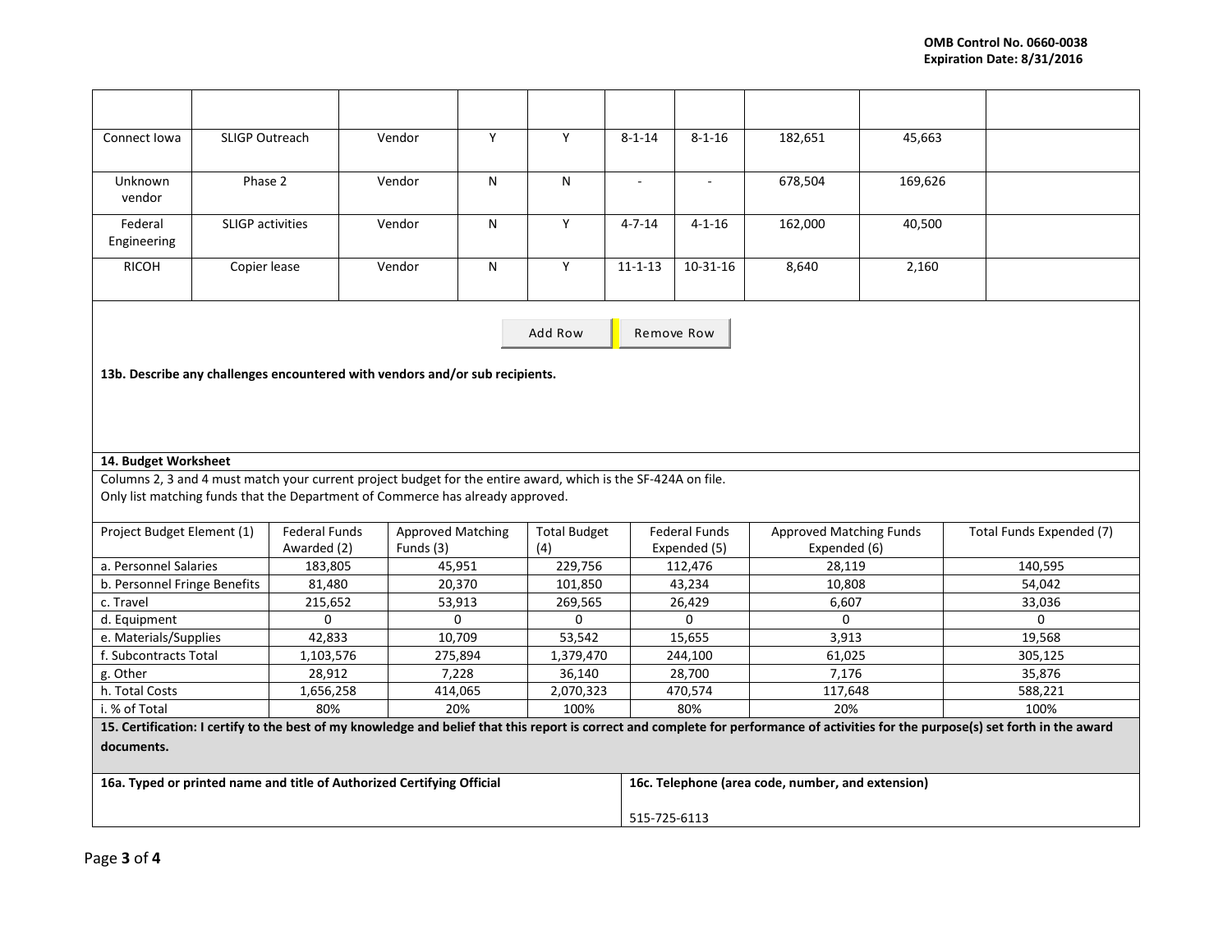| | | | | | | | | | |
|---|---|---|---|---|---|---|---|---|---|
| Connect Iowa | SLIGP Outreach | Vendor | Y | Y | 8-1-14 | 8-1-16 | 182,651 | 45,663 | |
| Unknown vendor | Phase 2 | Vendor | N | N | - | - | 678,504 | 169,626 | |
| Federal Engineering | SLIGP activities | Vendor | N | Y | 4-7-14 | 4-1-16 | 162,000 | 40,500 | |
| RICOH | Copier lease | Vendor | N | Y | 11-1-13 | 10-31-16 | 8,640 | 2,160 | |

Add Row | Remove Row

**13b. Describe any challenges encountered with vendors and/or sub recipients.**

**14. Budget Worksheet**

Columns 2, 3 and 4 must match your current project budget for the entire award, which is the SF-424A on file.
Only list matching funds that the Department of Commerce has already approved.

| Project Budget Element (1) | Federal Funds Awarded (2) | Approved Matching Funds (3) | Total Budget (4) | Federal Funds Expended (5) | Approved Matching Funds Expended (6) | Total Funds Expended (7) |
|---|---|---|---|---|---|---|
| a. Personnel Salaries | 183,805 | 45,951 | 229,756 | 112,476 | 28,119 | 140,595 |
| b. Personnel Fringe Benefits | 81,480 | 20,370 | 101,850 | 43,234 | 10,808 | 54,042 |
| c. Travel | 215,652 | 53,913 | 269,565 | 26,429 | 6,607 | 33,036 |
| d. Equipment | 0 | 0 | 0 | 0 | 0 | 0 |
| e. Materials/Supplies | 42,833 | 10,709 | 53,542 | 15,655 | 3,913 | 19,568 |
| f. Subcontracts Total | 1,103,576 | 275,894 | 1,379,470 | 244,100 | 61,025 | 305,125 |
| g. Other | 28,912 | 7,228 | 36,140 | 28,700 | 7,176 | 35,876 |
| h. Total Costs | 1,656,258 | 414,065 | 2,070,323 | 470,574 | 117,648 | 588,221 |
| i. % of Total | 80% | 20% | 100% | 80% | 20% | 100% |

**15. Certification: I certify to the best of my knowledge and belief that this report is correct and complete for performance of activities for the purpose(s) set forth in the award documents.**

| 16a. Typed or printed name and title of Authorized Certifying Official | 16c. Telephone (area code, number, and extension) |
|---|---|
| | 515-725-6113 |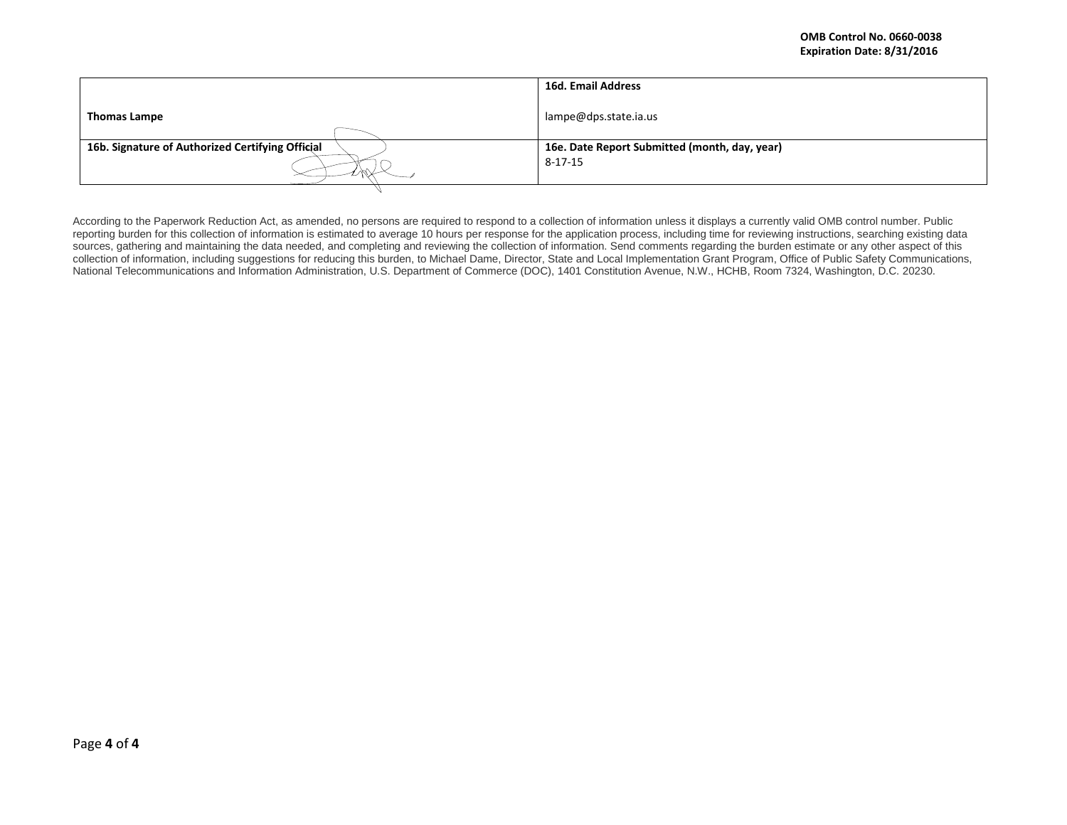| | |
|---|---|
| **Thomas Lampe** | **16d. Email Address**<br>lampe@dps.state.ia.us |
| **16b. Signature of Authorized Certifying Official** | **16e. Date Report Submitted (month, day, year)**<br>8-17-15 |

According to the Paperwork Reduction Act, as amended, no persons are required to respond to a collection of information unless it displays a currently valid OMB control number. Public reporting burden for this collection of information is estimated to average 10 hours per response for the application process, including time for reviewing instructions, searching existing data sources, gathering and maintaining the data needed, and completing and reviewing the collection of information. Send comments regarding the burden estimate or any other aspect of this collection of information, including suggestions for reducing this burden, to Michael Dame, Director, State and Local Implementation Grant Program, Office of Public Safety Communications, National Telecommunications and Information Administration, U.S. Department of Commerce (DOC), 1401 Constitution Avenue, N.W., HCHB, Room 7324, Washington, D.C. 20230.